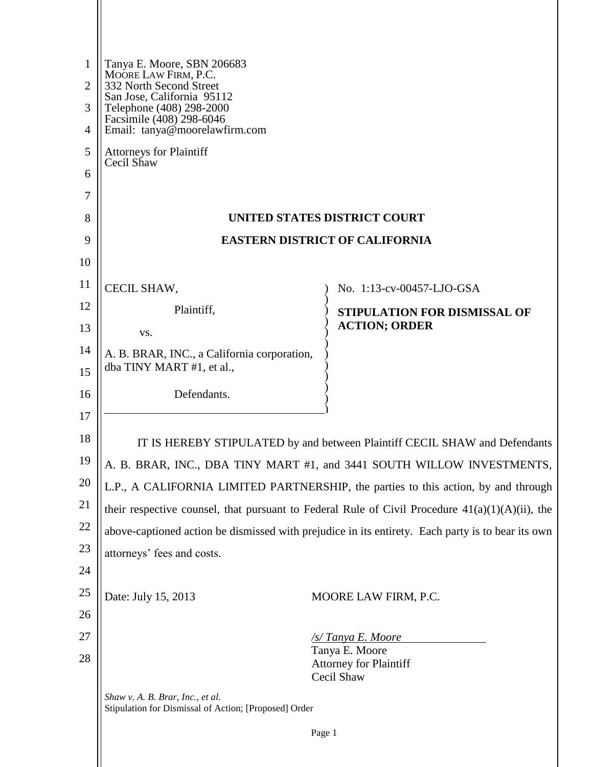Tanya E. Moore, SBN 206683
MOORE LAW FIRM, P.C.
332 North Second Street
San Jose, California 95112
Telephone (408) 298-2000
Facsimile (408) 298-6046
Email: tanya@moorelawfirm.com

Attorneys for Plaintiff
Cecil Shaw

**UNITED STATES DISTRICT COURT**

**EASTERN DISTRICT OF CALIFORNIA**

CECIL SHAW,

Plaintiff,

vs.

A. B. BRAR, INC., a California corporation, dba TINY MART #1, et al.,

Defendants.

No. 1:13-cv-00457-LJO-GSA

**STIPULATION FOR DISMISSAL OF ACTION; ORDER**

IT IS HEREBY STIPULATED by and between Plaintiff CECIL SHAW and Defendants A. B. BRAR, INC., DBA TINY MART #1, and 3441 SOUTH WILLOW INVESTMENTS, L.P., A CALIFORNIA LIMITED PARTNERSHIP, the parties to this action, by and through their respective counsel, that pursuant to Federal Rule of Civil Procedure 41(a)(1)(A)(ii), the above-captioned action be dismissed with prejudice in its entirety. Each party is to bear its own attorneys' fees and costs.

Date: July 15, 2013

MOORE LAW FIRM, P.C.

*/s/ Tanya E. Moore*
Tanya E. Moore
Attorney for Plaintiff
Cecil Shaw

*Shaw v. A. B. Brar, Inc., et al.*
Stipulation for Dismissal of Action; [Proposed] Order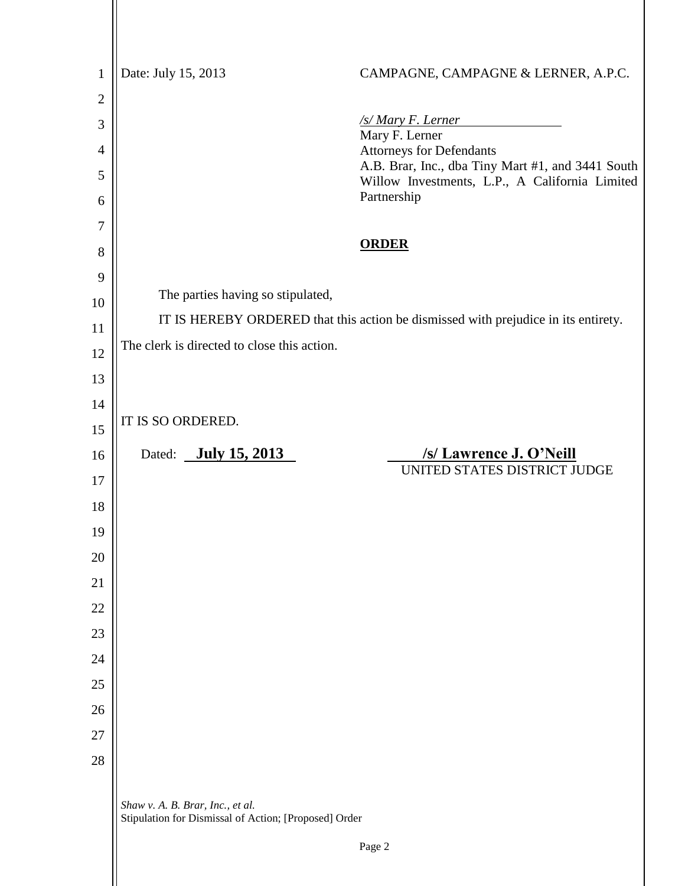Date: July 15, 2013

CAMPAGNE, CAMPAGNE & LERNER, A.P.C.

*/s/ Mary F. Lerner*
Mary F. Lerner
Attorneys for Defendants
A.B. Brar, Inc., dba Tiny Mart #1, and 3441 South Willow Investments, L.P., A California Limited Partnership

## ORDER

The parties having so stipulated,

IT IS HEREBY ORDERED that this action be dismissed with prejudice in its entirety. The clerk is directed to close this action.

IT IS SO ORDERED.

Dated: **July 15, 2013**

**/s/ Lawrence J. O'Neill**
UNITED STATES DISTRICT JUDGE

*Shaw v. A. B. Brar, Inc., et al.*
Stipulation for Dismissal of Action; [Proposed] Order